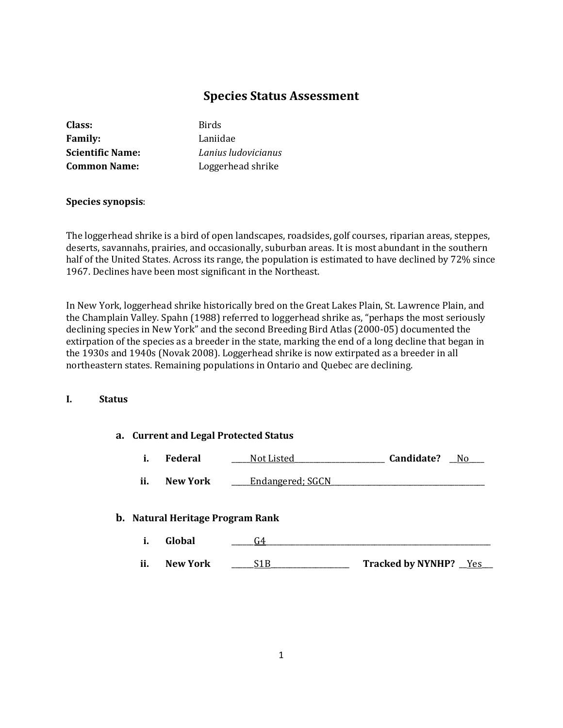# Species Status Assessment

**Class:** Birds
**Family:** Laniidae
**Scientific Name:** *Lanius ludovicianus*
**Common Name:** Loggerhead shrike

**Species synopsis**:

The loggerhead shrike is a bird of open landscapes, roadsides, golf courses, riparian areas, steppes, deserts, savannahs, prairies, and occasionally, suburban areas. It is most abundant in the southern half of the United States. Across its range, the population is estimated to have declined by 72% since 1967. Declines have been most significant in the Northeast.

In New York, loggerhead shrike historically bred on the Great Lakes Plain, St. Lawrence Plain, and the Champlain Valley. Spahn (1988) referred to loggerhead shrike as, "perhaps the most seriously declining species in New York" and the second Breeding Bird Atlas (2000-05) documented the extirpation of the species as a breeder in the state, marking the end of a long decline that began in the 1930s and 1940s (Novak 2008). Loggerhead shrike is now extirpated as a breeder in all northeastern states. Remaining populations in Ontario and Quebec are declining.

## I. Status

### a. Current and Legal Protected Status

i. **Federal** \_\_\_\_Not Listed\_\_\_\_ **Candidate?** \_\_No\_\_

ii. **New York** \_\_\_\_Endangered; SGCN\_\_\_\_

### b. Natural Heritage Program Rank

i. **Global** \_\_\_\_G4\_\_\_\_

ii. **New York** \_\_\_\_S1B\_\_\_\_ **Tracked by NYNHP?** \_\_Yes\_\_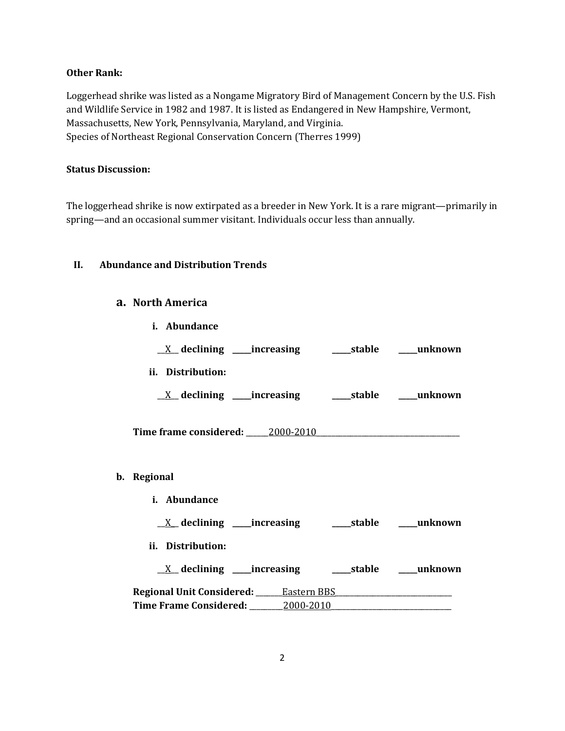**Other Rank:**

Loggerhead shrike was listed as a Nongame Migratory Bird of Management Concern by the U.S. Fish and Wildlife Service in 1982 and 1987. It is listed as Endangered in New Hampshire, Vermont, Massachusetts, New York, Pennsylvania, Maryland, and Virginia.
Species of Northeast Regional Conservation Concern (Therres 1999)

**Status Discussion:**

The loggerhead shrike is now extirpated as a breeder in New York. It is a rare migrant—primarily in spring—and an occasional summer visitant. Individuals occur less than annually.

## II. Abundance and Distribution Trends

### a. North America

**i. Abundance**

__X__ **declining** _____**increasing** _____**stable** _____**unknown**

**ii. Distribution:**

__X__ **declining** _____**increasing** _____**stable** _____**unknown**

**Time frame considered:** ______2000-2010______________________________________

### b. Regional

**i. Abundance**

__X__ **declining** _____**increasing** _____**stable** _____**unknown**

**ii. Distribution:**

__X__ **declining** _____**increasing** _____**stable** _____**unknown**

**Regional Unit Considered:** _______Eastern BBS______________________________
**Time Frame Considered:** _________2000-2010______________________________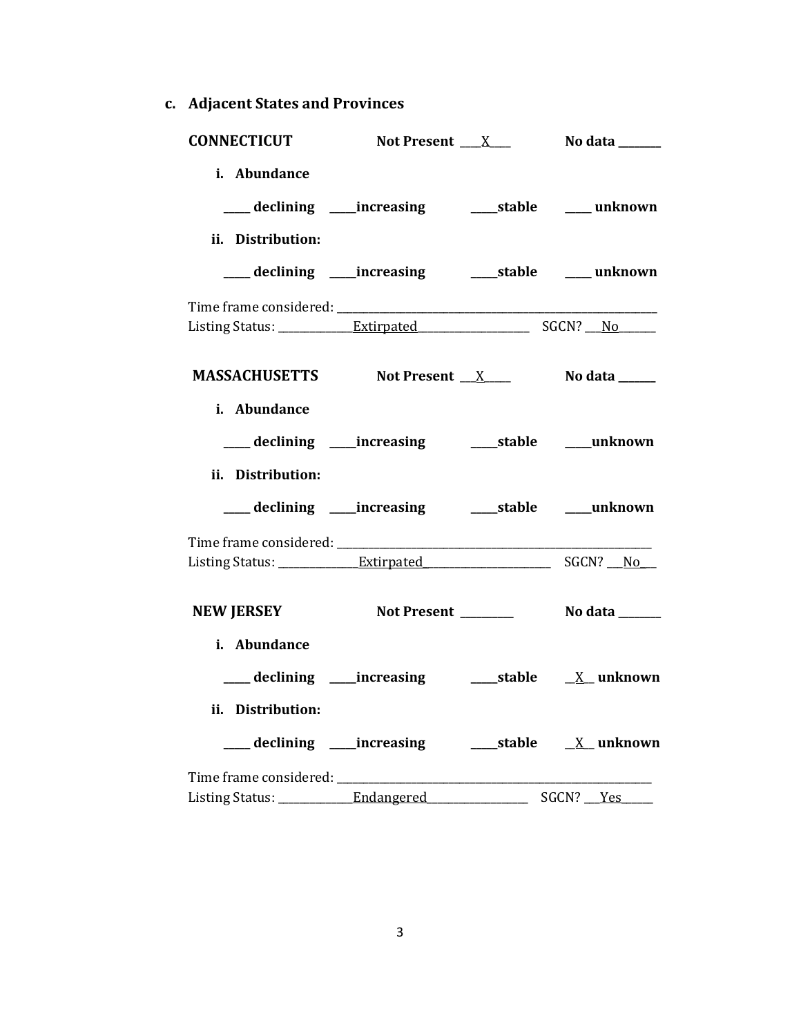**c. Adjacent States and Provinces**

**CONNECTICUT** **Not Present** ___X___ **No data** _______

**i. Abundance**

_____ **declining** _____**increasing** _____**stable** _____ **unknown**

**ii. Distribution:**

_____ **declining** _____**increasing** _____**stable** _____ **unknown**

Time frame considered: ___________________________________________

Listing Status: _____________Extirpated___________________ SGCN? ___No_______

**MASSACHUSETTS** **Not Present** ___X____ **No data** ______

**i. Abundance**

_____ **declining** _____**increasing** _____**stable** _____**unknown**

**ii. Distribution:**

_____ **declining** _____**increasing** _____**stable** _____**unknown**

Time frame considered: ___________________________________________

Listing Status: ______________Extirpated_____________________ SGCN? ___No___

**NEW JERSEY** **Not Present** _________ **No data** _______

**i. Abundance**

_____ **declining** _____**increasing** _____**stable** __X__ **unknown**

**ii. Distribution:**

_____ **declining** _____**increasing** _____**stable** __X__ **unknown**

Time frame considered: ___________________________________________

Listing Status: _____________Endangered_________________ SGCN? ___Yes_____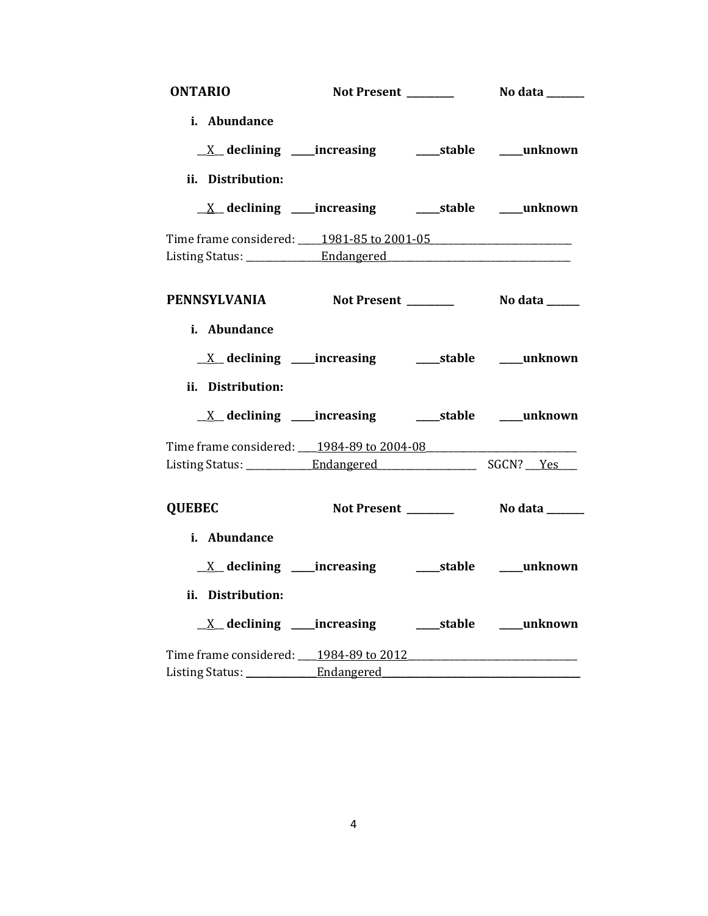**ONTARIO** **Not Present \_\_\_\_\_\_\_\_\_** **No data \_\_\_\_\_\_\_**

**i. Abundance**

\_\_X\_\_ **declining** \_\_\_\_\_**increasing** \_\_\_\_\_**stable** \_\_\_\_\_**unknown**

**ii. Distribution:**

\_\_X\_\_ **declining** \_\_\_\_\_**increasing** \_\_\_\_\_**stable** \_\_\_\_\_**unknown**

Time frame considered: \_\_\_\_\_1981-85 to 2001-05\_\_\_\_\_\_\_\_\_\_\_\_\_\_\_\_\_\_\_\_\_\_\_\_\_\_\_\_
Listing Status: \_\_\_\_\_\_\_\_\_\_\_\_\_\_\_Endangered\_\_\_\_\_\_\_\_\_\_\_\_\_\_\_\_\_\_\_\_\_\_\_\_\_\_\_\_\_\_\_\_\_\_\_\_\_

**PENNSYLVANIA** **Not Present \_\_\_\_\_\_\_\_\_** **No data \_\_\_\_\_\_**

**i. Abundance**

\_\_X\_\_ **declining** \_\_\_\_\_**increasing** \_\_\_\_\_**stable** \_\_\_\_\_**unknown**

**ii. Distribution:**

\_\_X\_\_ **declining** \_\_\_\_\_**increasing** \_\_\_\_\_**stable** \_\_\_\_\_**unknown**

Time frame considered: \_\_\_\_1984-89 to 2004-08\_\_\_\_\_\_\_\_\_\_\_\_\_\_\_\_\_\_\_\_\_\_\_\_\_\_\_\_\_\_
Listing Status: \_\_\_\_\_\_\_\_\_\_\_\_\_Endangered\_\_\_\_\_\_\_\_\_\_\_\_\_\_\_\_\_\_\_\_ SGCN? \_\_\_Yes\_\_\_\_

**QUEBEC** **Not Present \_\_\_\_\_\_\_\_\_** **No data \_\_\_\_\_\_\_**

**i. Abundance**

\_\_X\_\_ **declining** \_\_\_\_\_**increasing** \_\_\_\_\_**stable** \_\_\_\_\_**unknown**

**ii. Distribution:**

\_\_X\_\_ **declining** \_\_\_\_\_**increasing** \_\_\_\_\_**stable** \_\_\_\_\_**unknown**

Time frame considered: \_\_\_\_1984-89 to 2012\_\_\_\_\_\_\_\_\_\_\_\_\_\_\_\_\_\_\_\_\_\_\_\_\_\_\_\_\_\_\_\_\_\_\_\_
Listing Status: \_\_\_\_\_\_\_\_\_\_\_\_\_\_\_Endangered\_\_\_\_\_\_\_\_\_\_\_\_\_\_\_\_\_\_\_\_\_\_\_\_\_\_\_\_\_\_\_\_\_\_\_\_\_\_\_\_\_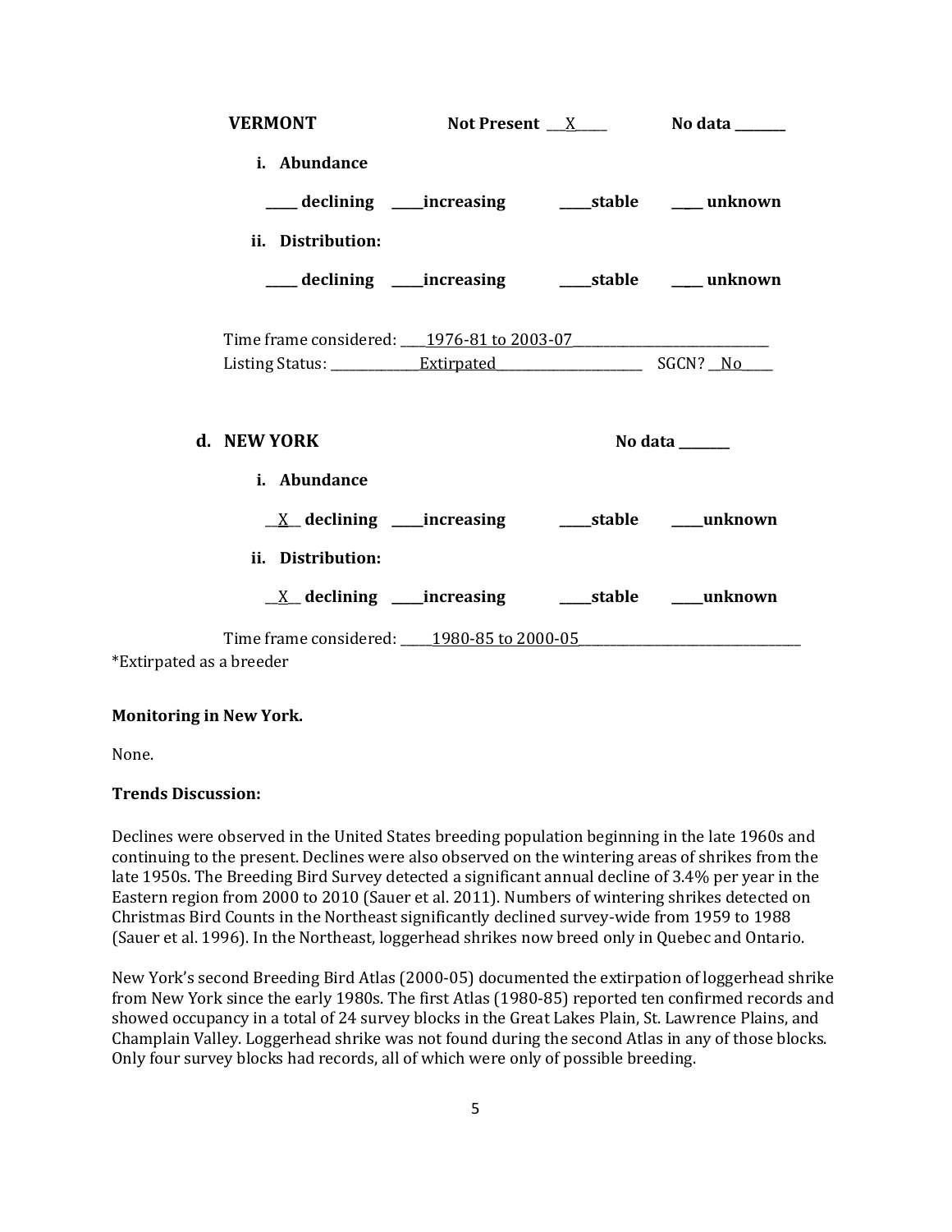**VERMONT** **Not Present** __X__ **No data** ______

**i. Abundance**

____ **declining** ____**increasing** ____**stable** ____ **unknown**

**ii. Distribution:**

____ **declining** ____**increasing** ____**stable** ____ **unknown**

Time frame considered: ___1976-81 to 2003-07___
Listing Status: ___Extirpated___ SGCN? __No__

**d. NEW YORK** **No data** ______

**i. Abundance**

__X__ **declining** ____**increasing** ____**stable** ____**unknown**

**ii. Distribution:**

__X__ **declining** ____**increasing** ____**stable** ____**unknown**

Time frame considered: ___1980-85 to 2000-05___

*Extirpated as a breeder

**Monitoring in New York.**

None.

**Trends Discussion:**

Declines were observed in the United States breeding population beginning in the late 1960s and continuing to the present. Declines were also observed on the wintering areas of shrikes from the late 1950s. The Breeding Bird Survey detected a significant annual decline of 3.4% per year in the Eastern region from 2000 to 2010 (Sauer et al. 2011). Numbers of wintering shrikes detected on Christmas Bird Counts in the Northeast significantly declined survey-wide from 1959 to 1988 (Sauer et al. 1996). In the Northeast, loggerhead shrikes now breed only in Quebec and Ontario.

New York's second Breeding Bird Atlas (2000-05) documented the extirpation of loggerhead shrike from New York since the early 1980s. The first Atlas (1980-85) reported ten confirmed records and showed occupancy in a total of 24 survey blocks in the Great Lakes Plain, St. Lawrence Plains, and Champlain Valley. Loggerhead shrike was not found during the second Atlas in any of those blocks. Only four survey blocks had records, all of which were only of possible breeding.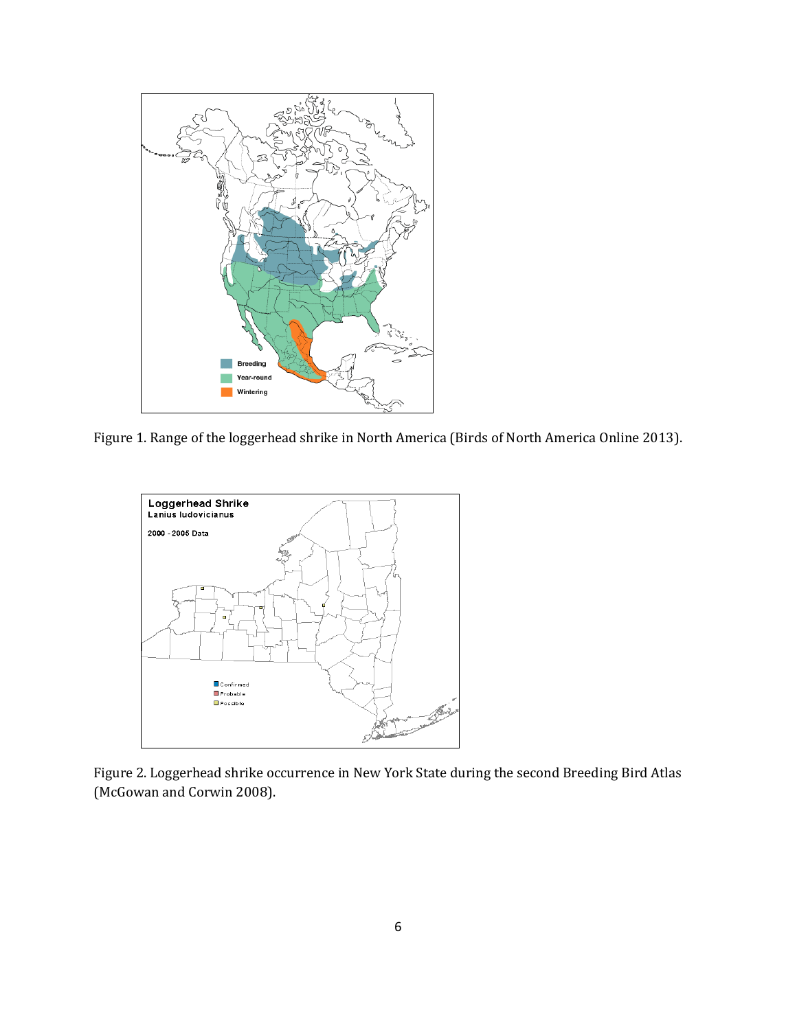Figure 1. Range of the loggerhead shrike in North America (Birds of North America Online 2013).

Figure 2. Loggerhead shrike occurrence in New York State during the second Breeding Bird Atlas (McGowan and Corwin 2008).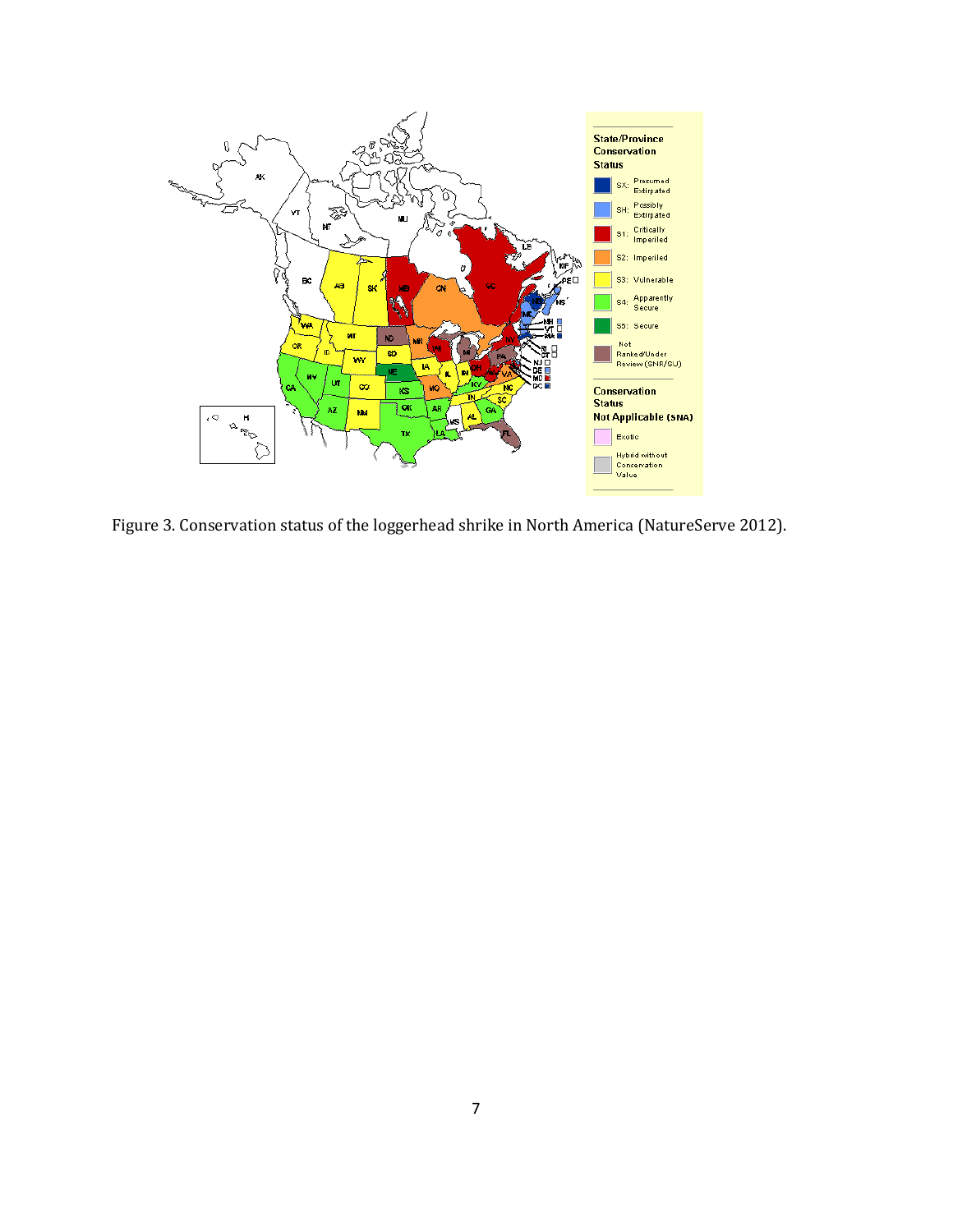Figure 3. Conservation status of the loggerhead shrike in North America (NatureServe 2012).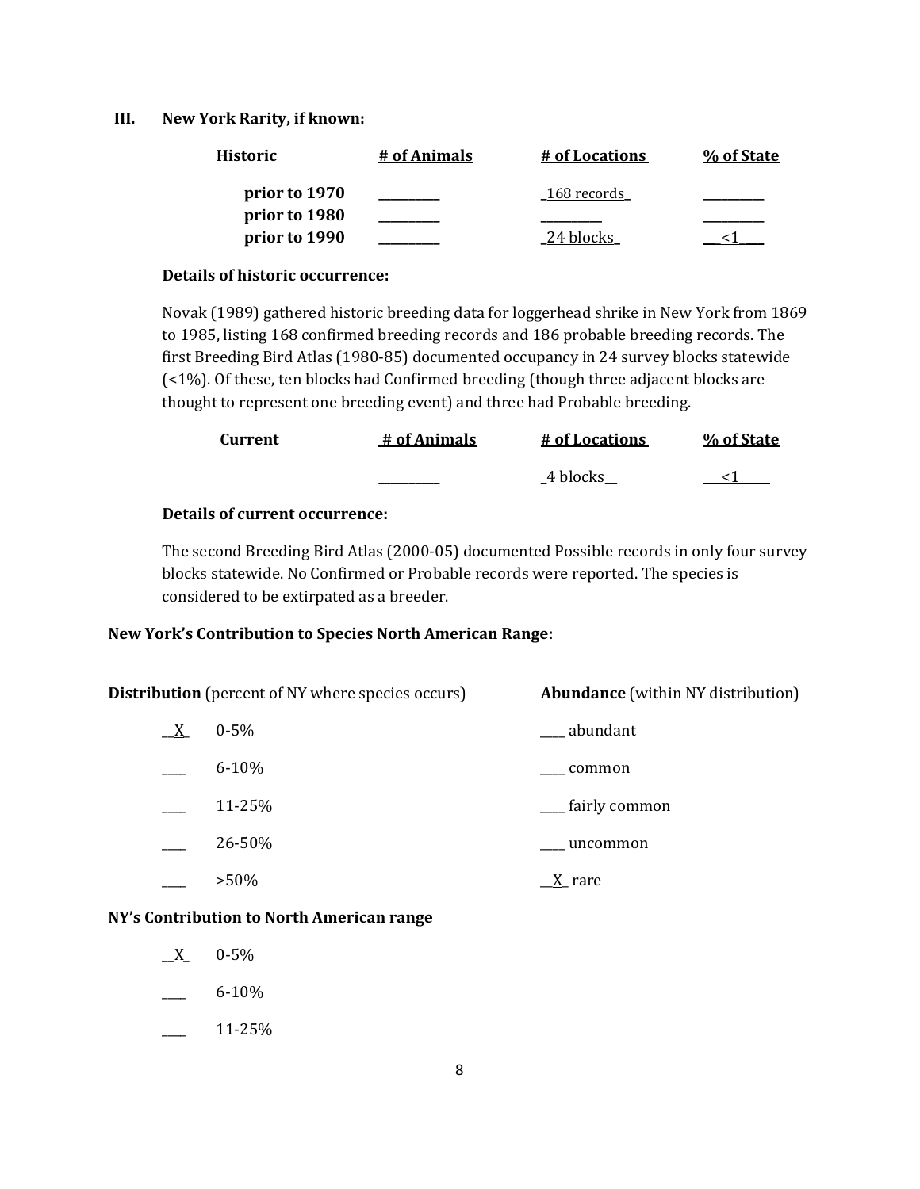### III. New York Rarity, if known:

| Historic | # of Animals | # of Locations | % of State |
|---|---|---|---|
| prior to 1970 | ________ | _168 records_ | ________ |
| prior to 1980 | ________ | ________ | ________ |
| prior to 1990 | ________ | _24 blocks_ | __<1__ |

**Details of historic occurrence:**

Novak (1989) gathered historic breeding data for loggerhead shrike in New York from 1869 to 1985, listing 168 confirmed breeding records and 186 probable breeding records. The first Breeding Bird Atlas (1980-85) documented occupancy in 24 survey blocks statewide (<1%). Of these, ten blocks had Confirmed breeding (though three adjacent blocks are thought to represent one breeding event) and three had Probable breeding.

| Current | # of Animals | # of Locations | % of State |
|---|---|---|---|
| | ________ | _4 blocks__ | __<1__ |

**Details of current occurrence:**

The second Breeding Bird Atlas (2000-05) documented Possible records in only four survey blocks statewide. No Confirmed or Probable records were reported. The species is considered to be extirpated as a breeder.

**New York's Contribution to Species North American Range:**

| **Distribution** (percent of NY where species occurs) | | **Abundance** (within NY distribution) |
|---|---|---|
| __X_ | 0-5% | ____ abundant |
| ____ | 6-10% | ____ common |
| ____ | 11-25% | ____ fairly common |
| ____ | 26-50% | ____ uncommon |
| ____ | >50% | __X_ rare |

**NY's Contribution to North American range**

- __X_ 0-5%
- ____ 6-10%
- ____ 11-25%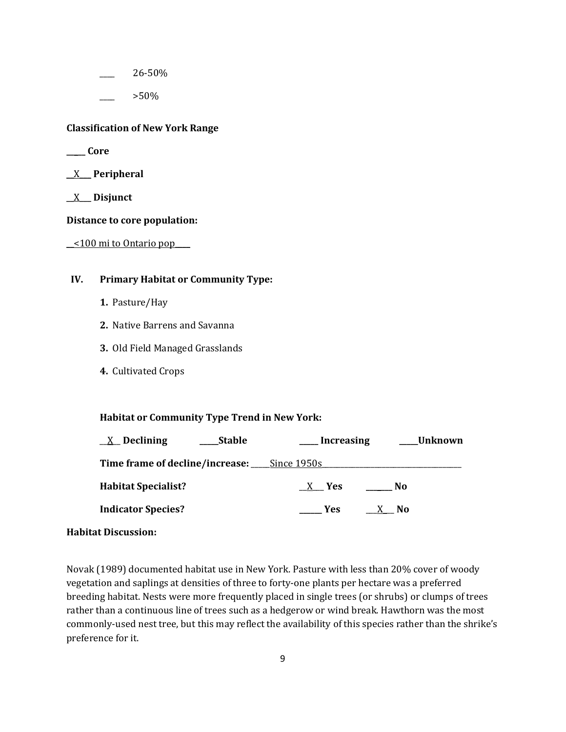____ 26-50%

____ >50%

**Classification of New York Range**

_____ **Core**

__X___ **Peripheral**

__X___ **Disjunct**

**Distance to core population:**

__<100 mi to Ontario pop____

**IV. Primary Habitat or Community Type:**

1. Pasture/Hay
2. Native Barrens and Savanna
3. Old Field Managed Grasslands
4. Cultivated Crops

**Habitat or Community Type Trend in New York:**

__X__ **Declining** _____**Stable** _____ **Increasing** _____**Unknown**

**Time frame of decline/increase:** _____Since 1950s_____

**Habitat Specialist?** __X___ **Yes** _______ **No**

**Indicator Species?** ______ **Yes** ___X__ **No**

**Habitat Discussion:**

Novak (1989) documented habitat use in New York. Pasture with less than 20% cover of woody vegetation and saplings at densities of three to forty-one plants per hectare was a preferred breeding habitat. Nests were more frequently placed in single trees (or shrubs) or clumps of trees rather than a continuous line of trees such as a hedgerow or wind break. Hawthorn was the most commonly-used nest tree, but this may reflect the availability of this species rather than the shrike's preference for it.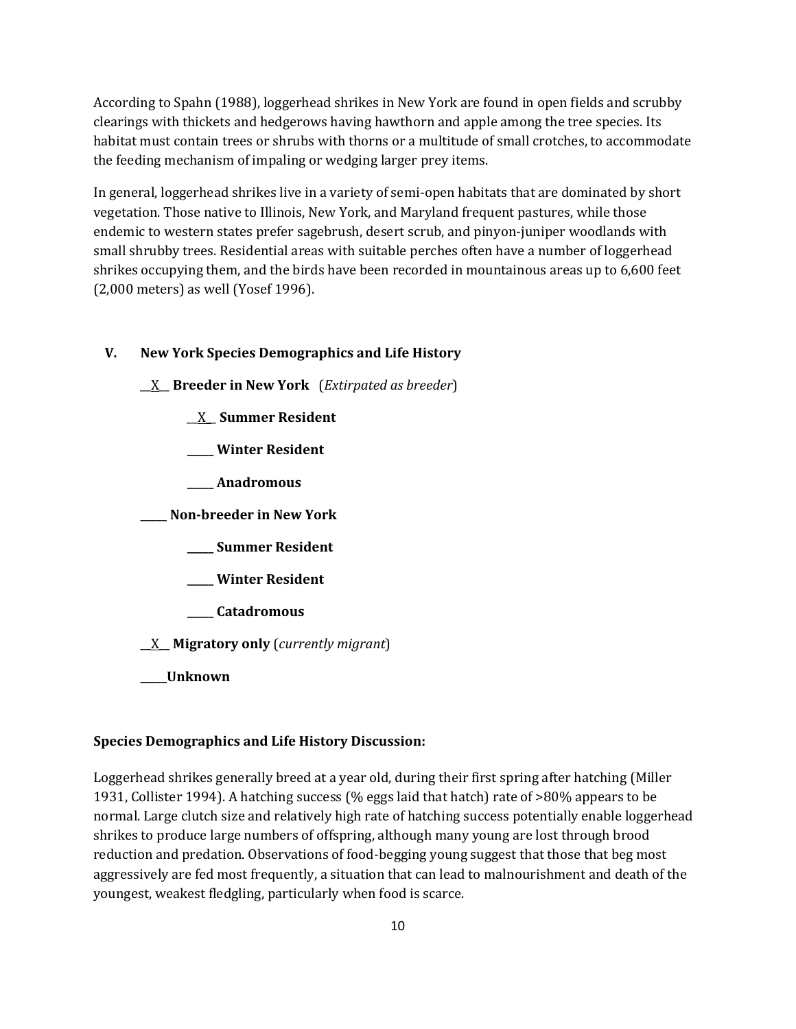According to Spahn (1988), loggerhead shrikes in New York are found in open fields and scrubby clearings with thickets and hedgerows having hawthorn and apple among the tree species. Its habitat must contain trees or shrubs with thorns or a multitude of small crotches, to accommodate the feeding mechanism of impaling or wedging larger prey items.

In general, loggerhead shrikes live in a variety of semi-open habitats that are dominated by short vegetation. Those native to Illinois, New York, and Maryland frequent pastures, while those endemic to western states prefer sagebrush, desert scrub, and pinyon-juniper woodlands with small shrubby trees. Residential areas with suitable perches often have a number of loggerhead shrikes occupying them, and the birds have been recorded in mountainous areas up to 6,600 feet (2,000 meters) as well (Yosef 1996).

## V. New York Species Demographics and Life History

__X__ **Breeder in New York** (*Extirpated as breeder*)

- __X__ **Summer Resident**
- _____ **Winter Resident**
- _____ **Anadromous**

_____ **Non-breeder in New York**

- _____ **Summer Resident**
- _____ **Winter Resident**
- _____ **Catadromous**

__X__ **Migratory only** (*currently migrant*)

_____**Unknown**

### Species Demographics and Life History Discussion:

Loggerhead shrikes generally breed at a year old, during their first spring after hatching (Miller 1931, Collister 1994). A hatching success (% eggs laid that hatch) rate of >80% appears to be normal. Large clutch size and relatively high rate of hatching success potentially enable loggerhead shrikes to produce large numbers of offspring, although many young are lost through brood reduction and predation. Observations of food-begging young suggest that those that beg most aggressively are fed most frequently, a situation that can lead to malnourishment and death of the youngest, weakest fledgling, particularly when food is scarce.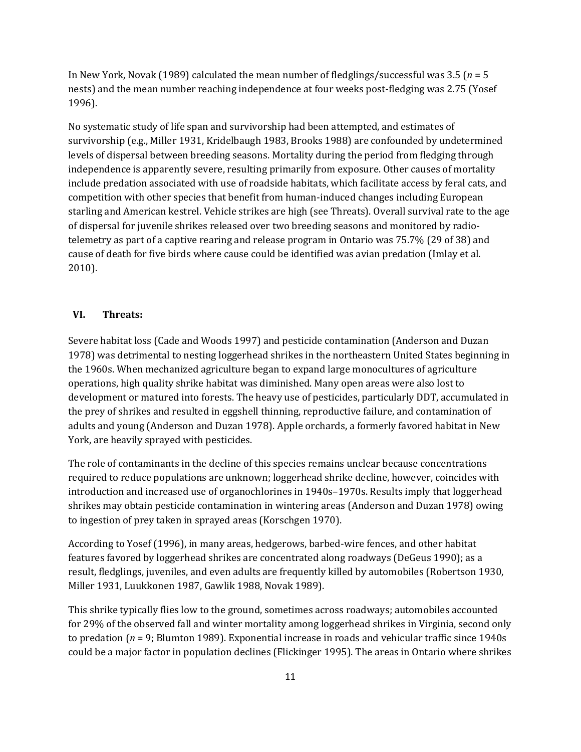In New York, Novak (1989) calculated the mean number of fledglings/successful was 3.5 (*n* = 5 nests) and the mean number reaching independence at four weeks post-fledging was 2.75 (Yosef 1996).

No systematic study of life span and survivorship had been attempted, and estimates of survivorship (e.g., Miller 1931, Kridelbaugh 1983, Brooks 1988) are confounded by undetermined levels of dispersal between breeding seasons. Mortality during the period from fledging through independence is apparently severe, resulting primarily from exposure. Other causes of mortality include predation associated with use of roadside habitats, which facilitate access by feral cats, and competition with other species that benefit from human-induced changes including European starling and American kestrel. Vehicle strikes are high (see Threats). Overall survival rate to the age of dispersal for juvenile shrikes released over two breeding seasons and monitored by radio-telemetry as part of a captive rearing and release program in Ontario was 75.7% (29 of 38) and cause of death for five birds where cause could be identified was avian predation (Imlay et al. 2010).

## VI. Threats:

Severe habitat loss (Cade and Woods 1997) and pesticide contamination (Anderson and Duzan 1978) was detrimental to nesting loggerhead shrikes in the northeastern United States beginning in the 1960s. When mechanized agriculture began to expand large monocultures of agriculture operations, high quality shrike habitat was diminished. Many open areas were also lost to development or matured into forests. The heavy use of pesticides, particularly DDT, accumulated in the prey of shrikes and resulted in eggshell thinning, reproductive failure, and contamination of adults and young (Anderson and Duzan 1978). Apple orchards, a formerly favored habitat in New York, are heavily sprayed with pesticides.

The role of contaminants in the decline of this species remains unclear because concentrations required to reduce populations are unknown; loggerhead shrike decline, however, coincides with introduction and increased use of organochlorines in 1940s–1970s. Results imply that loggerhead shrikes may obtain pesticide contamination in wintering areas (Anderson and Duzan 1978) owing to ingestion of prey taken in sprayed areas (Korschgen 1970).

According to Yosef (1996), in many areas, hedgerows, barbed-wire fences, and other habitat features favored by loggerhead shrikes are concentrated along roadways (DeGeus 1990); as a result, fledglings, juveniles, and even adults are frequently killed by automobiles (Robertson 1930, Miller 1931, Luukkonen 1987, Gawlik 1988, Novak 1989).

This shrike typically flies low to the ground, sometimes across roadways; automobiles accounted for 29% of the observed fall and winter mortality among loggerhead shrikes in Virginia, second only to predation (*n* = 9; Blumton 1989). Exponential increase in roads and vehicular traffic since 1940s could be a major factor in population declines (Flickinger 1995). The areas in Ontario where shrikes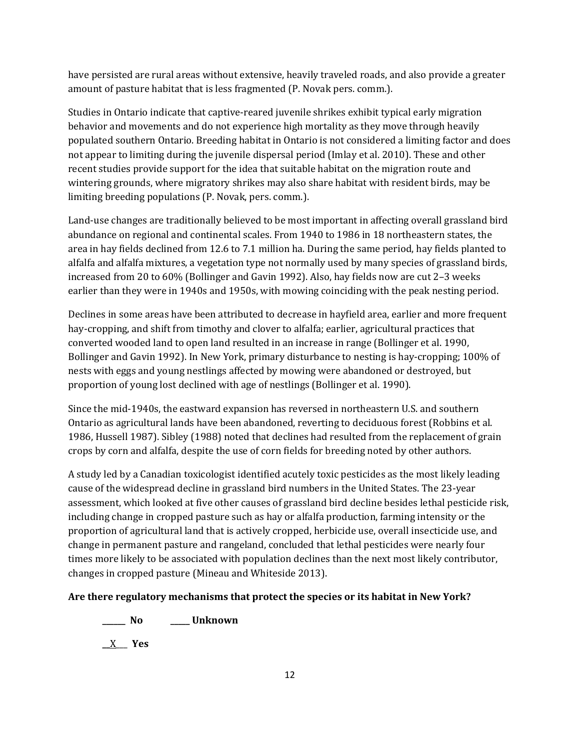have persisted are rural areas without extensive, heavily traveled roads, and also provide a greater amount of pasture habitat that is less fragmented (P. Novak pers. comm.).

Studies in Ontario indicate that captive-reared juvenile shrikes exhibit typical early migration behavior and movements and do not experience high mortality as they move through heavily populated southern Ontario. Breeding habitat in Ontario is not considered a limiting factor and does not appear to limiting during the juvenile dispersal period (Imlay et al. 2010). These and other recent studies provide support for the idea that suitable habitat on the migration route and wintering grounds, where migratory shrikes may also share habitat with resident birds, may be limiting breeding populations (P. Novak, pers. comm.).

Land-use changes are traditionally believed to be most important in affecting overall grassland bird abundance on regional and continental scales. From 1940 to 1986 in 18 northeastern states, the area in hay fields declined from 12.6 to 7.1 million ha. During the same period, hay fields planted to alfalfa and alfalfa mixtures, a vegetation type not normally used by many species of grassland birds, increased from 20 to 60% (Bollinger and Gavin 1992). Also, hay fields now are cut 2–3 weeks earlier than they were in 1940s and 1950s, with mowing coinciding with the peak nesting period.

Declines in some areas have been attributed to decrease in hayfield area, earlier and more frequent hay-cropping, and shift from timothy and clover to alfalfa; earlier, agricultural practices that converted wooded land to open land resulted in an increase in range (Bollinger et al. 1990, Bollinger and Gavin 1992). In New York, primary disturbance to nesting is hay-cropping; 100% of nests with eggs and young nestlings affected by mowing were abandoned or destroyed, but proportion of young lost declined with age of nestlings (Bollinger et al. 1990).

Since the mid-1940s, the eastward expansion has reversed in northeastern U.S. and southern Ontario as agricultural lands have been abandoned, reverting to deciduous forest (Robbins et al. 1986, Hussell 1987). Sibley (1988) noted that declines had resulted from the replacement of grain crops by corn and alfalfa, despite the use of corn fields for breeding noted by other authors.

A study led by a Canadian toxicologist identified acutely toxic pesticides as the most likely leading cause of the widespread decline in grassland bird numbers in the United States. The 23-year assessment, which looked at five other causes of grassland bird decline besides lethal pesticide risk, including change in cropped pasture such as hay or alfalfa production, farming intensity or the proportion of agricultural land that is actively cropped, herbicide use, overall insecticide use, and change in permanent pasture and rangeland, concluded that lethal pesticides were nearly four times more likely to be associated with population declines than the next most likely contributor, changes in cropped pasture (Mineau and Whiteside 2013).

**Are there regulatory mechanisms that protect the species or its habitat in New York?**

**\_\_\_\_\_\_ No** **\_\_\_\_\_ Unknown**

\_\_X\_\_\_ **Yes**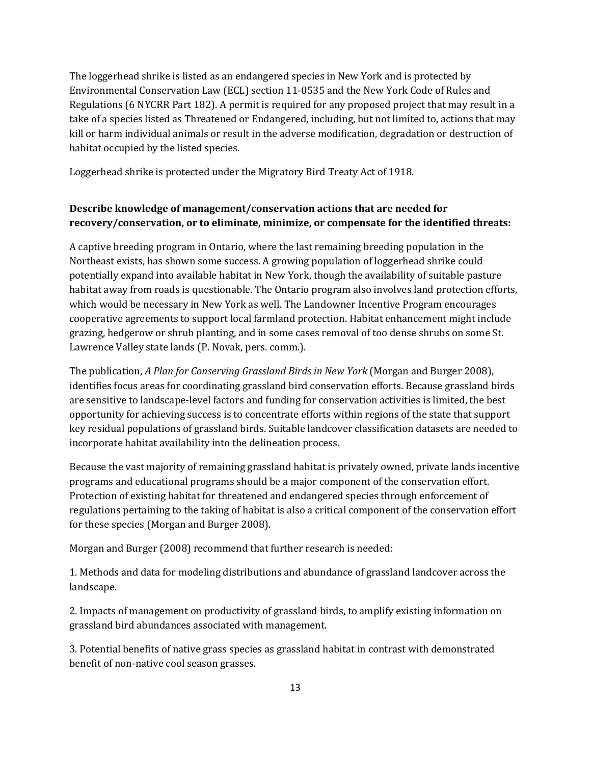The loggerhead shrike is listed as an endangered species in New York and is protected by Environmental Conservation Law (ECL) section 11-0535 and the New York Code of Rules and Regulations (6 NYCRR Part 182). A permit is required for any proposed project that may result in a take of a species listed as Threatened or Endangered, including, but not limited to, actions that may kill or harm individual animals or result in the adverse modification, degradation or destruction of habitat occupied by the listed species.

Loggerhead shrike is protected under the Migratory Bird Treaty Act of 1918.

**Describe knowledge of management/conservation actions that are needed for recovery/conservation, or to eliminate, minimize, or compensate for the identified threats:**

A captive breeding program in Ontario, where the last remaining breeding population in the Northeast exists, has shown some success. A growing population of loggerhead shrike could potentially expand into available habitat in New York, though the availability of suitable pasture habitat away from roads is questionable. The Ontario program also involves land protection efforts, which would be necessary in New York as well. The Landowner Incentive Program encourages cooperative agreements to support local farmland protection. Habitat enhancement might include grazing, hedgerow or shrub planting, and in some cases removal of too dense shrubs on some St. Lawrence Valley state lands (P. Novak, pers. comm.).

The publication, *A Plan for Conserving Grassland Birds in New York* (Morgan and Burger 2008), identifies focus areas for coordinating grassland bird conservation efforts. Because grassland birds are sensitive to landscape-level factors and funding for conservation activities is limited, the best opportunity for achieving success is to concentrate efforts within regions of the state that support key residual populations of grassland birds. Suitable landcover classification datasets are needed to incorporate habitat availability into the delineation process.

Because the vast majority of remaining grassland habitat is privately owned, private lands incentive programs and educational programs should be a major component of the conservation effort. Protection of existing habitat for threatened and endangered species through enforcement of regulations pertaining to the taking of habitat is also a critical component of the conservation effort for these species (Morgan and Burger 2008).

Morgan and Burger (2008) recommend that further research is needed:

1. Methods and data for modeling distributions and abundance of grassland landcover across the landscape.

2. Impacts of management on productivity of grassland birds, to amplify existing information on grassland bird abundances associated with management.

3. Potential benefits of native grass species as grassland habitat in contrast with demonstrated benefit of non-native cool season grasses.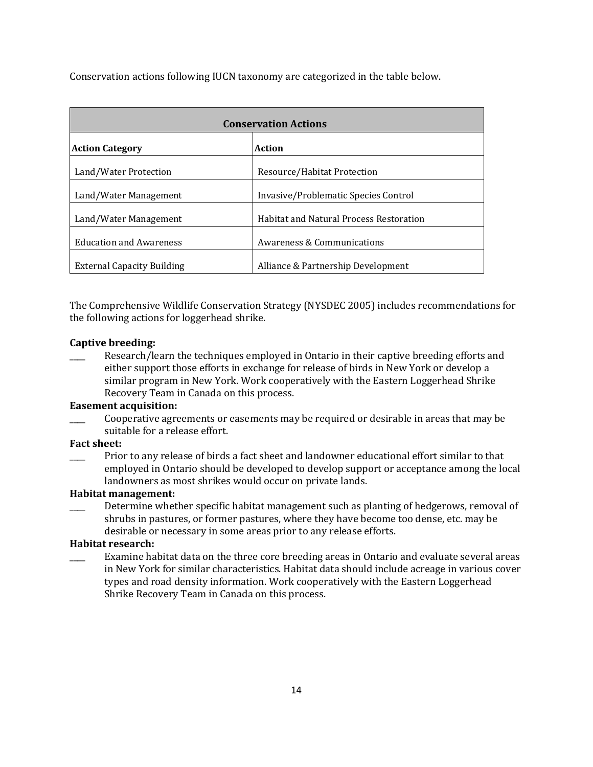Conservation actions following IUCN taxonomy are categorized in the table below.

| Conservation Actions | |
|---|---|
| **Action Category** | **Action** |
| Land/Water Protection | Resource/Habitat Protection |
| Land/Water Management | Invasive/Problematic Species Control |
| Land/Water Management | Habitat and Natural Process Restoration |
| Education and Awareness | Awareness & Communications |
| External Capacity Building | Alliance & Partnership Development |

The Comprehensive Wildlife Conservation Strategy (NYSDEC 2005) includes recommendations for the following actions for loggerhead shrike.

**Captive breeding:**

____ Research/learn the techniques employed in Ontario in their captive breeding efforts and either support those efforts in exchange for release of birds in New York or develop a similar program in New York. Work cooperatively with the Eastern Loggerhead Shrike Recovery Team in Canada on this process.

**Easement acquisition:**

____ Cooperative agreements or easements may be required or desirable in areas that may be suitable for a release effort.

**Fact sheet:**

____ Prior to any release of birds a fact sheet and landowner educational effort similar to that employed in Ontario should be developed to develop support or acceptance among the local landowners as most shrikes would occur on private lands.

**Habitat management:**

____ Determine whether specific habitat management such as planting of hedgerows, removal of shrubs in pastures, or former pastures, where they have become too dense, etc. may be desirable or necessary in some areas prior to any release efforts.

**Habitat research:**

____ Examine habitat data on the three core breeding areas in Ontario and evaluate several areas in New York for similar characteristics. Habitat data should include acreage in various cover types and road density information. Work cooperatively with the Eastern Loggerhead Shrike Recovery Team in Canada on this process.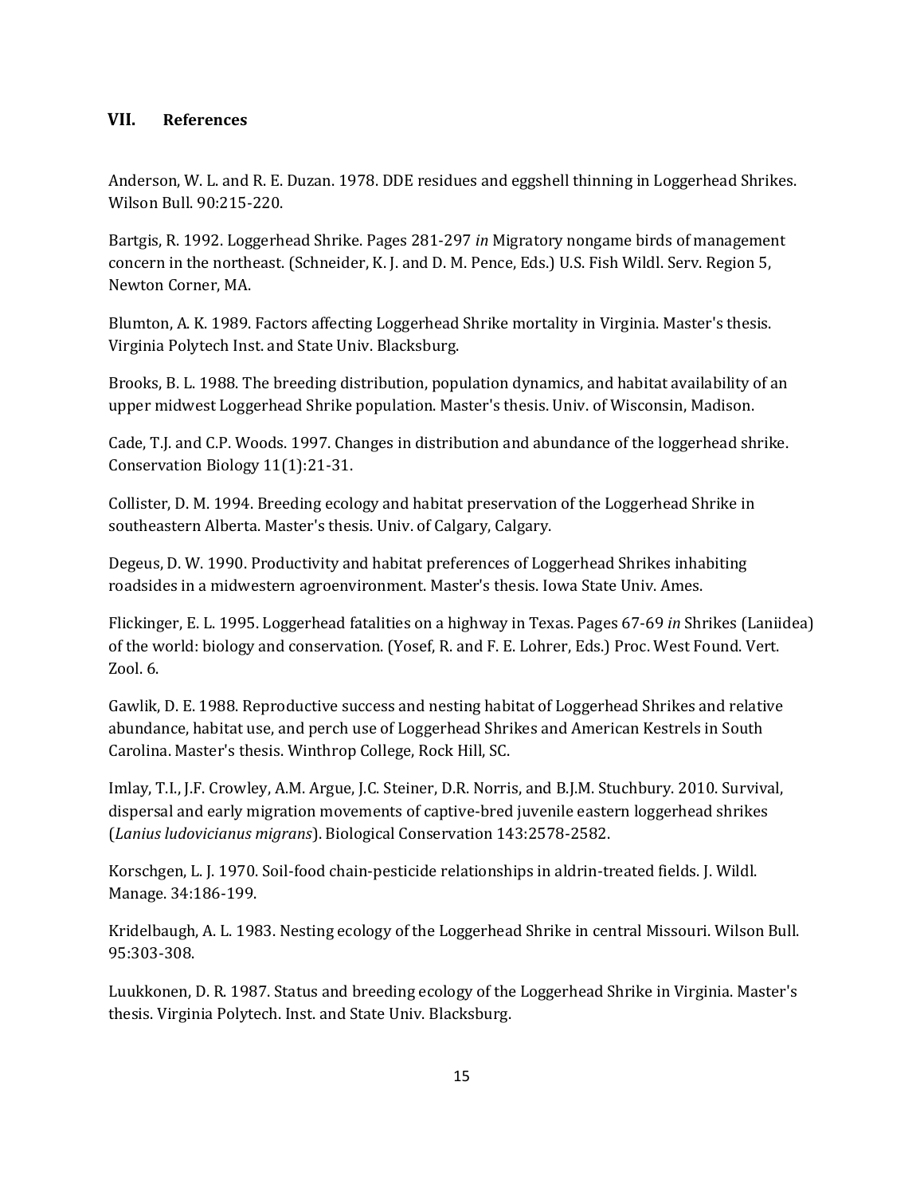## VII. References

Anderson, W. L. and R. E. Duzan. 1978. DDE residues and eggshell thinning in Loggerhead Shrikes. Wilson Bull. 90:215-220.

Bartgis, R. 1992. Loggerhead Shrike. Pages 281-297 *in* Migratory nongame birds of management concern in the northeast. (Schneider, K. J. and D. M. Pence, Eds.) U.S. Fish Wildl. Serv. Region 5, Newton Corner, MA.

Blumton, A. K. 1989. Factors affecting Loggerhead Shrike mortality in Virginia. Master's thesis. Virginia Polytech Inst. and State Univ. Blacksburg.

Brooks, B. L. 1988. The breeding distribution, population dynamics, and habitat availability of an upper midwest Loggerhead Shrike population. Master's thesis. Univ. of Wisconsin, Madison.

Cade, T.J. and C.P. Woods. 1997. Changes in distribution and abundance of the loggerhead shrike. Conservation Biology 11(1):21-31.

Collister, D. M. 1994. Breeding ecology and habitat preservation of the Loggerhead Shrike in southeastern Alberta. Master's thesis. Univ. of Calgary, Calgary.

Degeus, D. W. 1990. Productivity and habitat preferences of Loggerhead Shrikes inhabiting roadsides in a midwestern agroenvironment. Master's thesis. Iowa State Univ. Ames.

Flickinger, E. L. 1995. Loggerhead fatalities on a highway in Texas. Pages 67-69 *in* Shrikes (Laniidea) of the world: biology and conservation. (Yosef, R. and F. E. Lohrer, Eds.) Proc. West Found. Vert. Zool. 6.

Gawlik, D. E. 1988. Reproductive success and nesting habitat of Loggerhead Shrikes and relative abundance, habitat use, and perch use of Loggerhead Shrikes and American Kestrels in South Carolina. Master's thesis. Winthrop College, Rock Hill, SC.

Imlay, T.I., J.F. Crowley, A.M. Argue, J.C. Steiner, D.R. Norris, and B.J.M. Stuchbury. 2010. Survival, dispersal and early migration movements of captive-bred juvenile eastern loggerhead shrikes (*Lanius ludovicianus migrans*). Biological Conservation 143:2578-2582.

Korschgen, L. J. 1970. Soil-food chain-pesticide relationships in aldrin-treated fields. J. Wildl. Manage. 34:186-199.

Kridelbaugh, A. L. 1983. Nesting ecology of the Loggerhead Shrike in central Missouri. Wilson Bull. 95:303-308.

Luukkonen, D. R. 1987. Status and breeding ecology of the Loggerhead Shrike in Virginia. Master's thesis. Virginia Polytech. Inst. and State Univ. Blacksburg.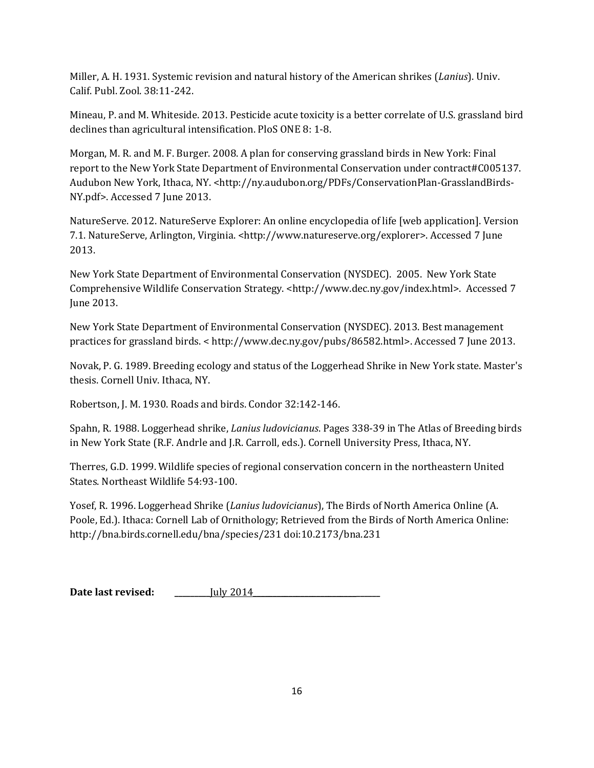Miller, A. H. 1931. Systemic revision and natural history of the American shrikes (*Lanius*). Univ. Calif. Publ. Zool. 38:11-242.

Mineau, P. and M. Whiteside. 2013. Pesticide acute toxicity is a better correlate of U.S. grassland bird declines than agricultural intensification. PloS ONE 8: 1-8.

Morgan, M. R. and M. F. Burger. 2008. A plan for conserving grassland birds in New York: Final report to the New York State Department of Environmental Conservation under contract#C005137. Audubon New York, Ithaca, NY. <http://ny.audubon.org/PDFs/ConservationPlan-GrasslandBirds-NY.pdf>. Accessed 7 June 2013.

NatureServe. 2012. NatureServe Explorer: An online encyclopedia of life [web application]. Version 7.1. NatureServe, Arlington, Virginia. <http://www.natureserve.org/explorer>. Accessed 7 June 2013.

New York State Department of Environmental Conservation (NYSDEC). 2005. New York State Comprehensive Wildlife Conservation Strategy. <http://www.dec.ny.gov/index.html>. Accessed 7 June 2013.

New York State Department of Environmental Conservation (NYSDEC). 2013. Best management practices for grassland birds. < http://www.dec.ny.gov/pubs/86582.html>. Accessed 7 June 2013.

Novak, P. G. 1989. Breeding ecology and status of the Loggerhead Shrike in New York state. Master's thesis. Cornell Univ. Ithaca, NY.

Robertson, J. M. 1930. Roads and birds. Condor 32:142-146.

Spahn, R. 1988. Loggerhead shrike, *Lanius ludovicianus*. Pages 338-39 in The Atlas of Breeding birds in New York State (R.F. Andrle and J.R. Carroll, eds.). Cornell University Press, Ithaca, NY.

Therres, G.D. 1999. Wildlife species of regional conservation concern in the northeastern United States. Northeast Wildlife 54:93-100.

Yosef, R. 1996. Loggerhead Shrike (*Lanius ludovicianus*), The Birds of North America Online (A. Poole, Ed.). Ithaca: Cornell Lab of Ornithology; Retrieved from the Birds of North America Online: http://bna.birds.cornell.edu/bna/species/231 doi:10.2173/bna.231

**Date last revised:** July 2014